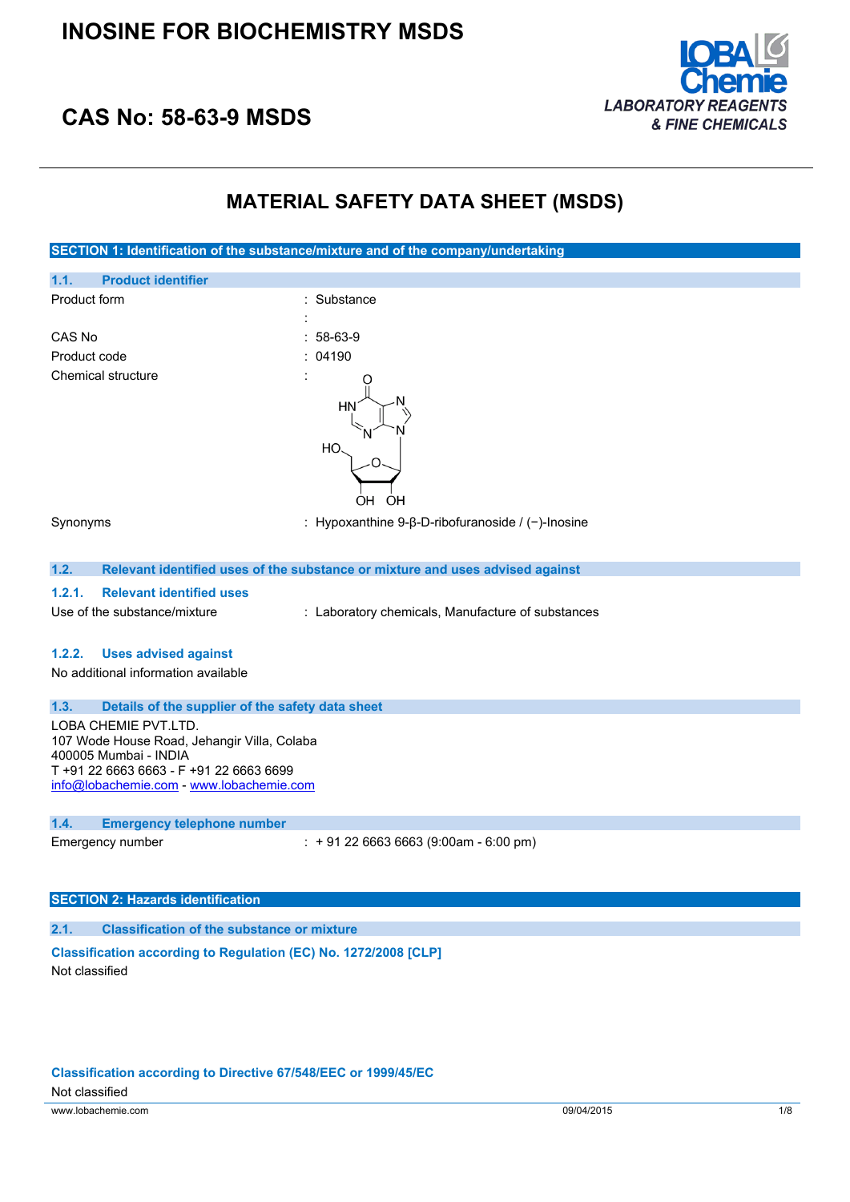# INOSINE FOR BIOCHEMISTRY MSDS

## CAS No: 58-63-9 MSDS

LOBA Chemie
LABORATORY REAGENTS & FINE CHEMICALS

# MATERIAL SAFETY DATA SHEET (MSDS)

## SECTION 1: Identification of the substance/mixture and of the company/undertaking

### 1.1. Product identifier

| | |
|---|---|
| Product form | : Substance |
| | : |
| CAS No | : 58-63-9 |
| Product code | : 04190 |
| Chemical structure | : |
| Synonyms | : Hypoxanthine 9-β-D-ribofuranoside / (−)-Inosine |

### 1.2. Relevant identified uses of the substance or mixture and uses advised against

#### 1.2.1. Relevant identified uses

Use of the substance/mixture : Laboratory chemicals, Manufacture of substances

#### 1.2.2. Uses advised against

No additional information available

### 1.3. Details of the supplier of the safety data sheet

LOBA CHEMIE PVT.LTD.
107 Wode House Road, Jehangir Villa, Colaba
400005 Mumbai - INDIA
T +91 22 6663 6663 - F +91 22 6663 6699
info@lobachemie.com - www.lobachemie.com

### 1.4. Emergency telephone number

Emergency number : + 91 22 6663 6663 (9:00am - 6:00 pm)

## SECTION 2: Hazards identification

### 2.1. Classification of the substance or mixture

**Classification according to Regulation (EC) No. 1272/2008 [CLP]**

Not classified

**Classification according to Directive 67/548/EEC or 1999/45/EC**

Not classified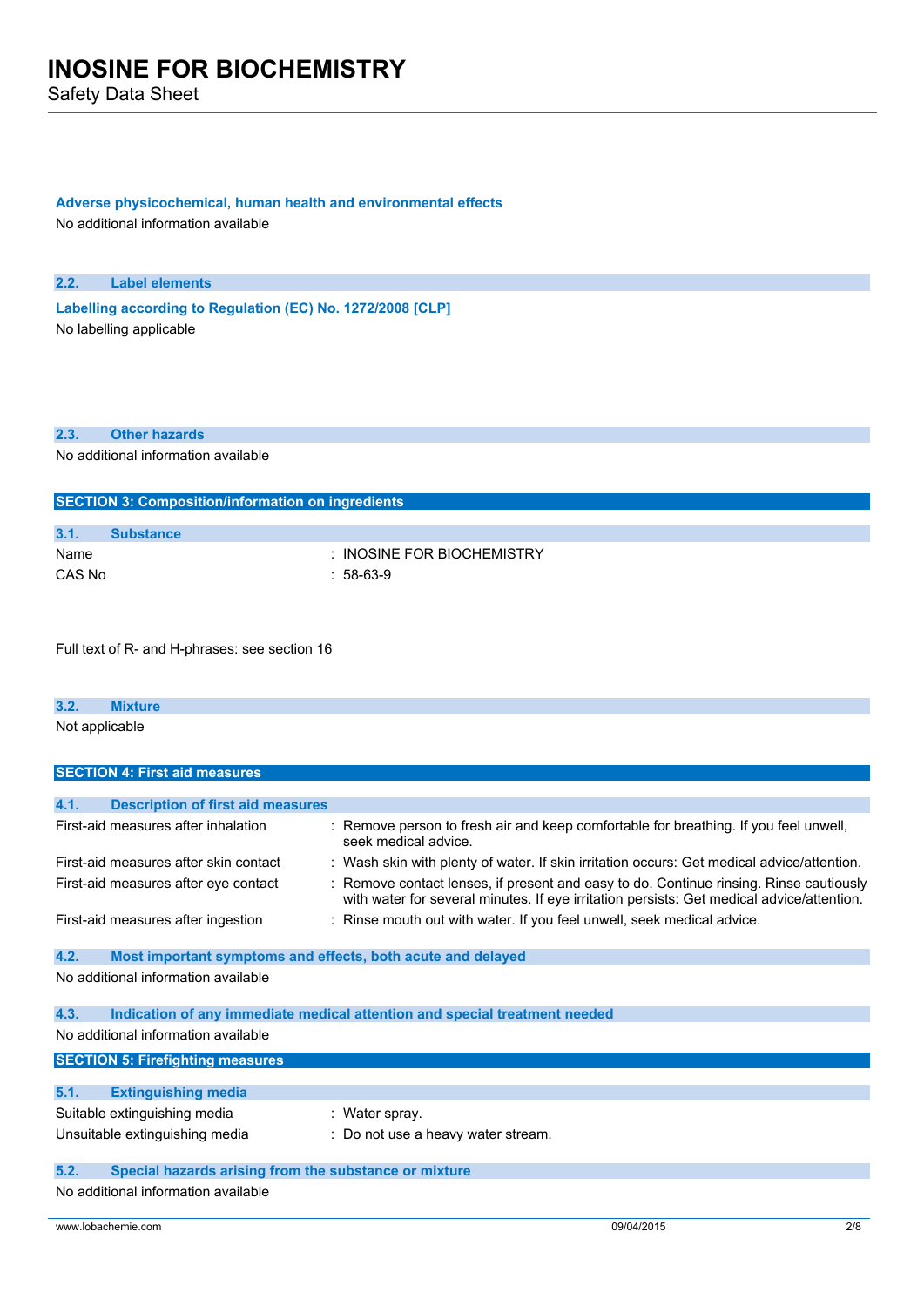#### Adverse physicochemical, human health and environmental effects

No additional information available

### 2.2. Label elements

#### Labelling according to Regulation (EC) No. 1272/2008 [CLP]

No labelling applicable

### 2.3. Other hazards

No additional information available

## SECTION 3: Composition/information on ingredients

### 3.1. Substance

| | |
|---|---|
| Name | : INOSINE FOR BIOCHEMISTRY |
| CAS No | : 58-63-9 |

Full text of R- and H-phrases: see section 16

### 3.2. Mixture

Not applicable

## SECTION 4: First aid measures

### 4.1. Description of first aid measures

| | |
|---|---|
| First-aid measures after inhalation | : Remove person to fresh air and keep comfortable for breathing. If you feel unwell, seek medical advice. |
| First-aid measures after skin contact | : Wash skin with plenty of water. If skin irritation occurs: Get medical advice/attention. |
| First-aid measures after eye contact | : Remove contact lenses, if present and easy to do. Continue rinsing. Rinse cautiously with water for several minutes. If eye irritation persists: Get medical advice/attention. |
| First-aid measures after ingestion | : Rinse mouth out with water. If you feel unwell, seek medical advice. |

### 4.2. Most important symptoms and effects, both acute and delayed

No additional information available

### 4.3. Indication of any immediate medical attention and special treatment needed

No additional information available

## SECTION 5: Firefighting measures

### 5.1. Extinguishing media

| | |
|---|---|
| Suitable extinguishing media | : Water spray. |
| Unsuitable extinguishing media | : Do not use a heavy water stream. |

### 5.2. Special hazards arising from the substance or mixture

No additional information available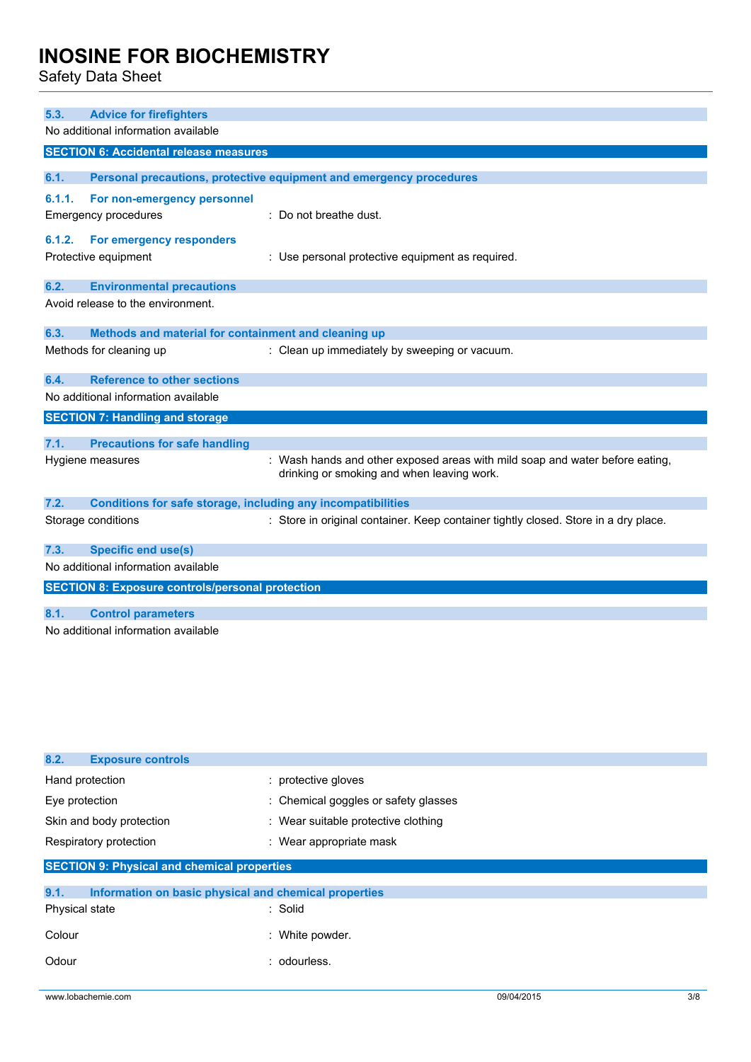### 5.3. Advice for firefighters

No additional information available

## SECTION 6: Accidental release measures

### 6.1. Personal precautions, protective equipment and emergency procedures

#### 6.1.1. For non-emergency personnel

Emergency procedures : Do not breathe dust.

#### 6.1.2. For emergency responders

Protective equipment : Use personal protective equipment as required.

### 6.2. Environmental precautions

Avoid release to the environment.

### 6.3. Methods and material for containment and cleaning up

Methods for cleaning up : Clean up immediately by sweeping or vacuum.

### 6.4. Reference to other sections

No additional information available

## SECTION 7: Handling and storage

### 7.1. Precautions for safe handling

Hygiene measures : Wash hands and other exposed areas with mild soap and water before eating, drinking or smoking and when leaving work.

### 7.2. Conditions for safe storage, including any incompatibilities

Storage conditions : Store in original container. Keep container tightly closed. Store in a dry place.

### 7.3. Specific end use(s)

No additional information available

## SECTION 8: Exposure controls/personal protection

### 8.1. Control parameters

No additional information available

### 8.2. Exposure controls

Hand protection : protective gloves

Eye protection : Chemical goggles or safety glasses

Skin and body protection : Wear suitable protective clothing

Respiratory protection : Wear appropriate mask

## SECTION 9: Physical and chemical properties

### 9.1. Information on basic physical and chemical properties

Physical state : Solid

Colour : White powder.

Odour : odourless.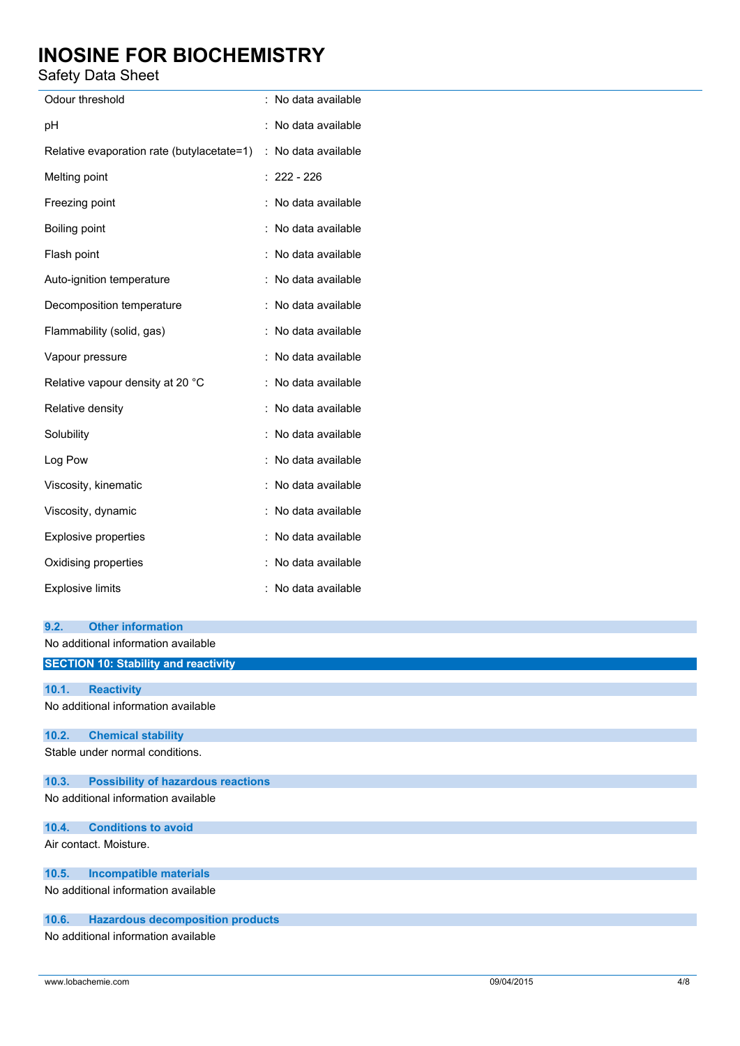| Property | Value |
|---|---|
| Odour threshold | : No data available |
| pH | : No data available |
| Relative evaporation rate (butylacetate=1) | : No data available |
| Melting point | : 222 - 226 |
| Freezing point | : No data available |
| Boiling point | : No data available |
| Flash point | : No data available |
| Auto-ignition temperature | : No data available |
| Decomposition temperature | : No data available |
| Flammability (solid, gas) | : No data available |
| Vapour pressure | : No data available |
| Relative vapour density at 20 °C | : No data available |
| Relative density | : No data available |
| Solubility | : No data available |
| Log Pow | : No data available |
| Viscosity, kinematic | : No data available |
| Viscosity, dynamic | : No data available |
| Explosive properties | : No data available |
| Oxidising properties | : No data available |
| Explosive limits | : No data available |

### 9.2. Other information

No additional information available

## SECTION 10: Stability and reactivity

### 10.1. Reactivity

No additional information available

### 10.2. Chemical stability

Stable under normal conditions.

### 10.3. Possibility of hazardous reactions

No additional information available

### 10.4. Conditions to avoid

Air contact. Moisture.

### 10.5. Incompatible materials

No additional information available

### 10.6. Hazardous decomposition products

No additional information available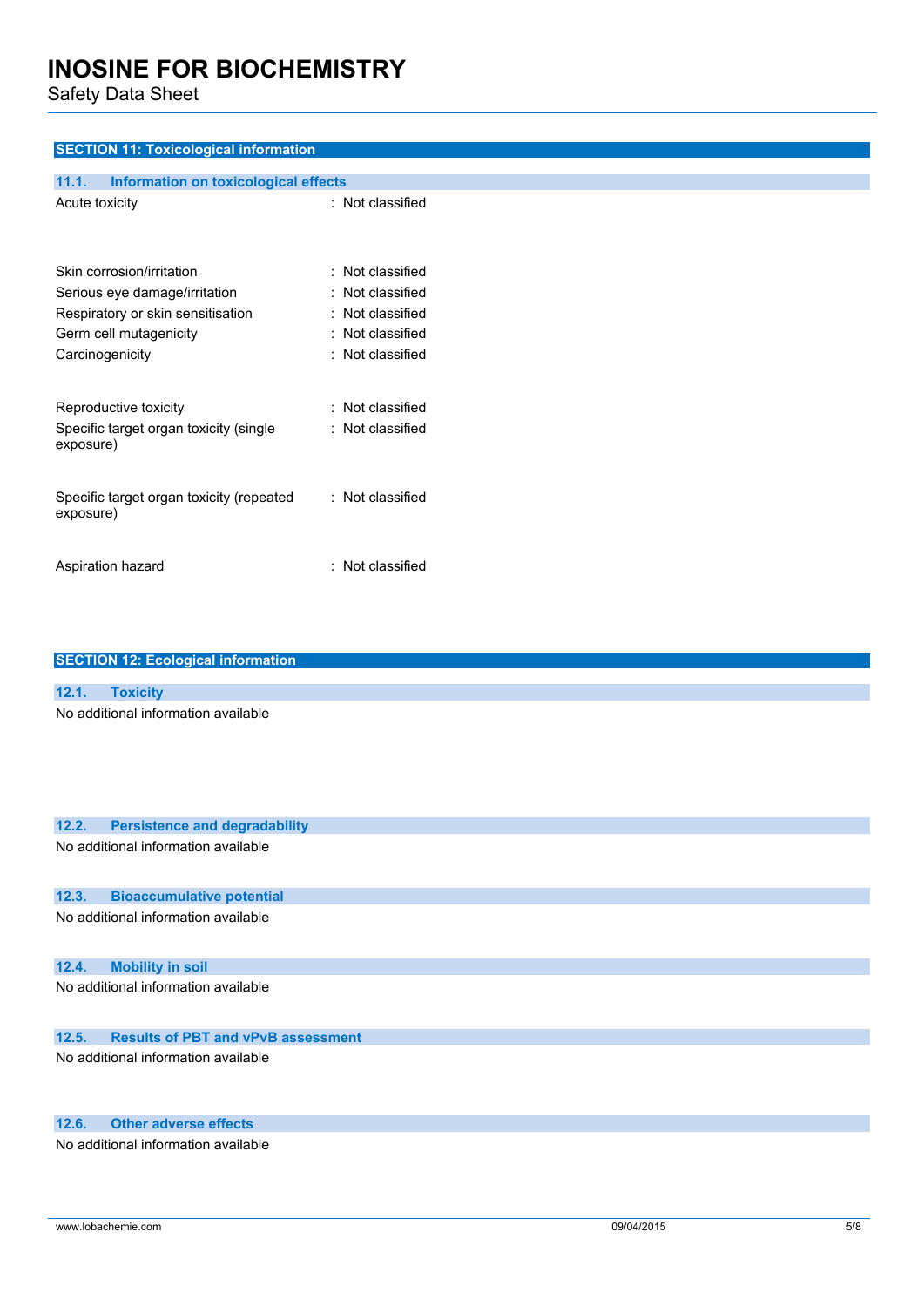## SECTION 11: Toxicological information

### 11.1. Information on toxicological effects

| | |
|---|---|
| Acute toxicity | : Not classified |
| Skin corrosion/irritation | : Not classified |
| Serious eye damage/irritation | : Not classified |
| Respiratory or skin sensitisation | : Not classified |
| Germ cell mutagenicity | : Not classified |
| Carcinogenicity | : Not classified |
| Reproductive toxicity | : Not classified |
| Specific target organ toxicity (single exposure) | : Not classified |
| Specific target organ toxicity (repeated exposure) | : Not classified |
| Aspiration hazard | : Not classified |

## SECTION 12: Ecological information

### 12.1. Toxicity

No additional information available

### 12.2. Persistence and degradability

No additional information available

### 12.3. Bioaccumulative potential

No additional information available

### 12.4. Mobility in soil

No additional information available

### 12.5. Results of PBT and vPvB assessment

No additional information available

### 12.6. Other adverse effects

No additional information available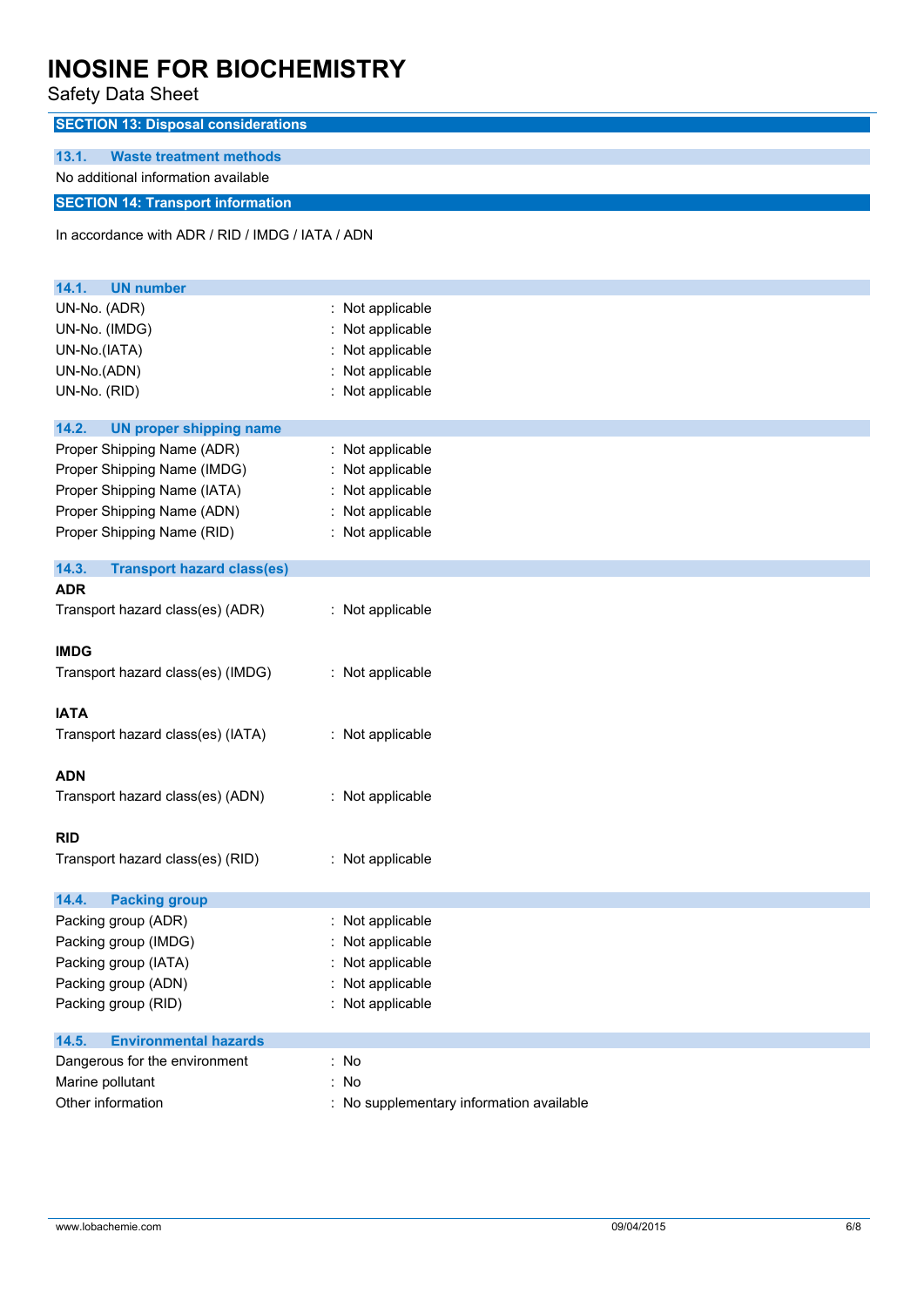## SECTION 13: Disposal considerations

### 13.1. Waste treatment methods

No additional information available

## SECTION 14: Transport information

In accordance with ADR / RID / IMDG / IATA / ADN

### 14.1. UN number

| | |
|---|---|
| UN-No. (ADR) | : Not applicable |
| UN-No. (IMDG) | : Not applicable |
| UN-No.(IATA) | : Not applicable |
| UN-No.(ADN) | : Not applicable |
| UN-No. (RID) | : Not applicable |

### 14.2. UN proper shipping name

| | |
|---|---|
| Proper Shipping Name (ADR) | : Not applicable |
| Proper Shipping Name (IMDG) | : Not applicable |
| Proper Shipping Name (IATA) | : Not applicable |
| Proper Shipping Name (ADN) | : Not applicable |
| Proper Shipping Name (RID) | : Not applicable |

### 14.3. Transport hazard class(es)

**ADR**

Transport hazard class(es) (ADR) : Not applicable

**IMDG**

Transport hazard class(es) (IMDG) : Not applicable

**IATA**

Transport hazard class(es) (IATA) : Not applicable

**ADN**

Transport hazard class(es) (ADN) : Not applicable

**RID**

Transport hazard class(es) (RID) : Not applicable

### 14.4. Packing group

| | |
|---|---|
| Packing group (ADR) | : Not applicable |
| Packing group (IMDG) | : Not applicable |
| Packing group (IATA) | : Not applicable |
| Packing group (ADN) | : Not applicable |
| Packing group (RID) | : Not applicable |

### 14.5. Environmental hazards

| | |
|---|---|
| Dangerous for the environment | : No |
| Marine pollutant | : No |
| Other information | : No supplementary information available |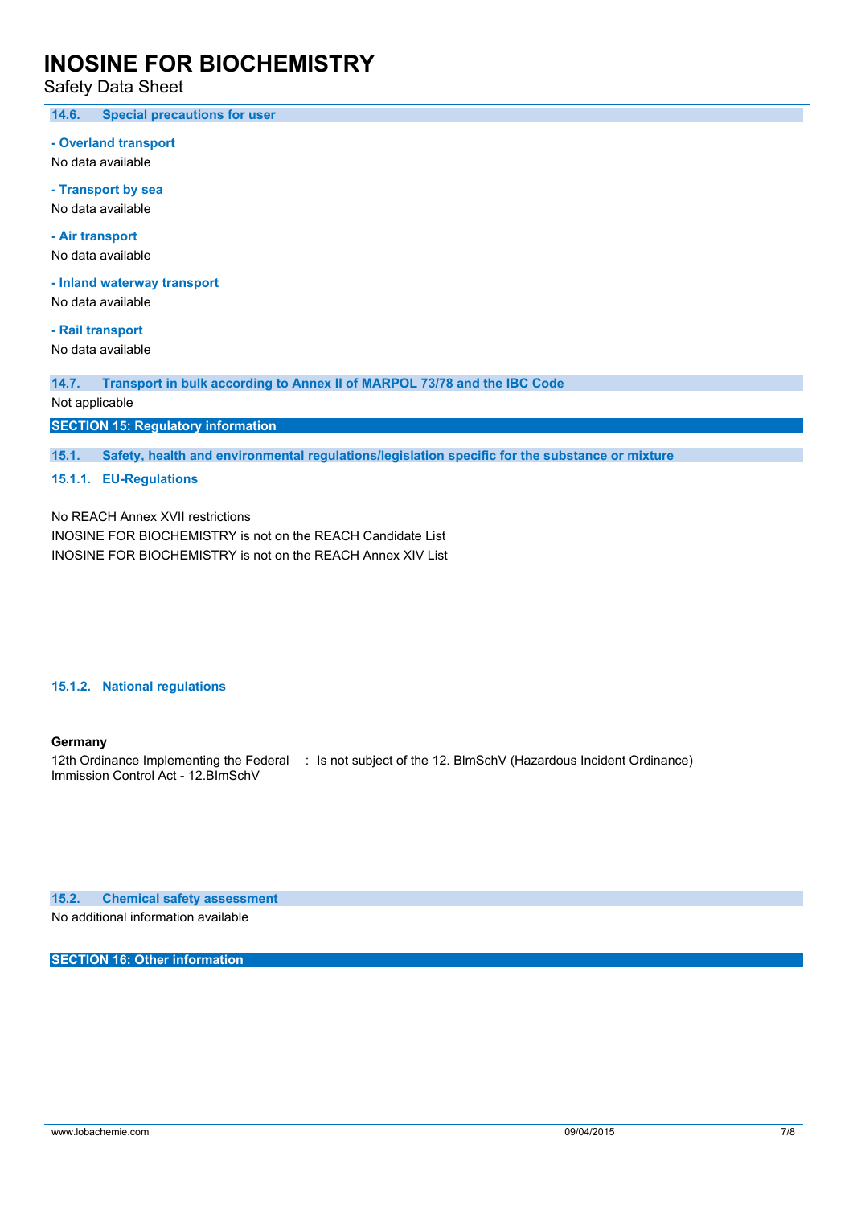### 14.6. Special precautions for user

**- Overland transport**

No data available

**- Transport by sea**

No data available

**- Air transport**

No data available

**- Inland waterway transport**

No data available

**- Rail transport**

No data available

### 14.7. Transport in bulk according to Annex II of MARPOL 73/78 and the IBC Code

Not applicable

## SECTION 15: Regulatory information

### 15.1. Safety, health and environmental regulations/legislation specific for the substance or mixture

#### 15.1.1. EU-Regulations

No REACH Annex XVII restrictions

INOSINE FOR BIOCHEMISTRY is not on the REACH Candidate List

INOSINE FOR BIOCHEMISTRY is not on the REACH Annex XIV List

#### 15.1.2. National regulations

**Germany**

12th Ordinance Implementing the Federal Immission Control Act - 12.BImSchV : Is not subject of the 12. BlmSchV (Hazardous Incident Ordinance)

### 15.2. Chemical safety assessment

No additional information available

## SECTION 16: Other information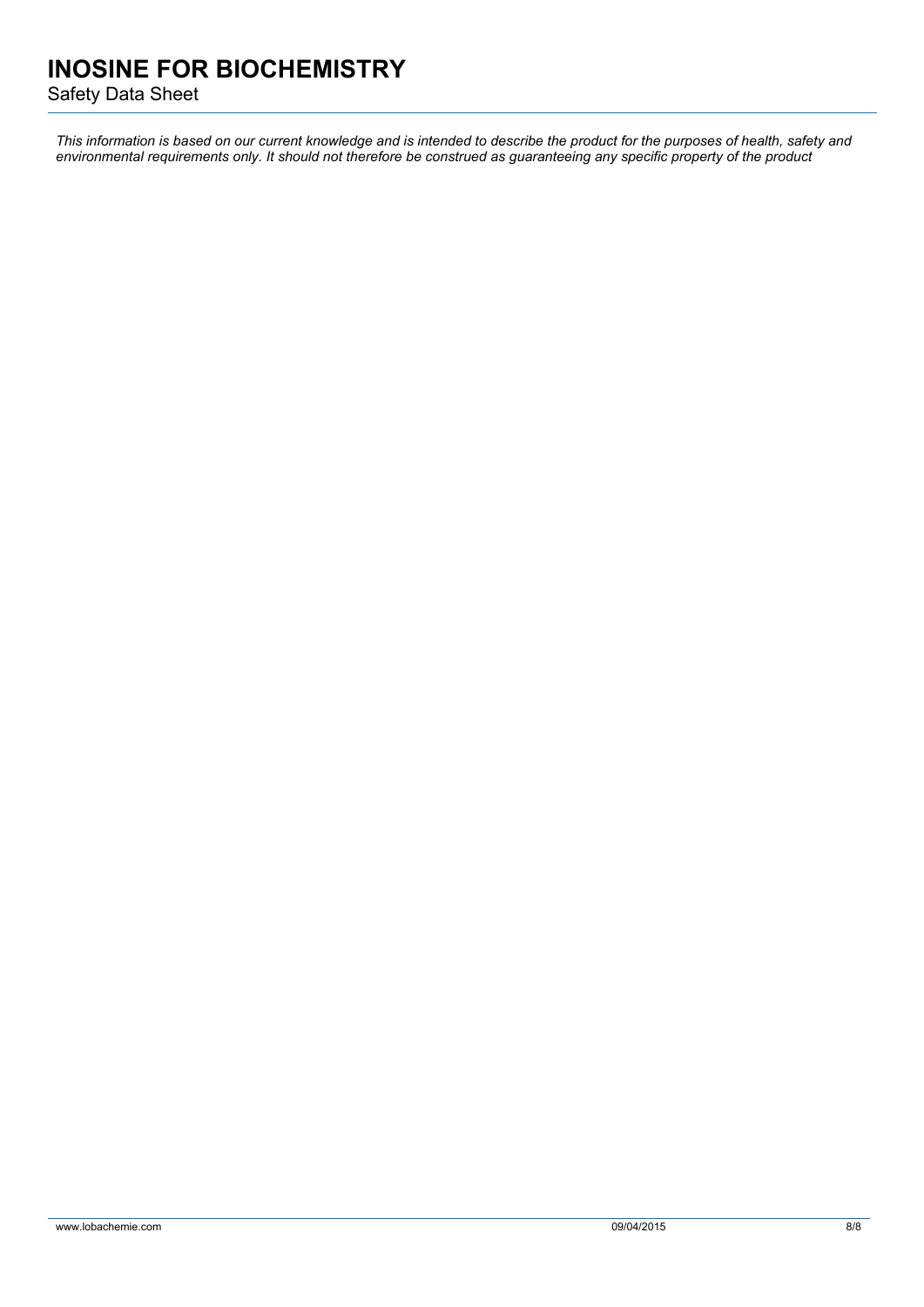*This information is based on our current knowledge and is intended to describe the product for the purposes of health, safety and environmental requirements only. It should not therefore be construed as guaranteeing any specific property of the product*